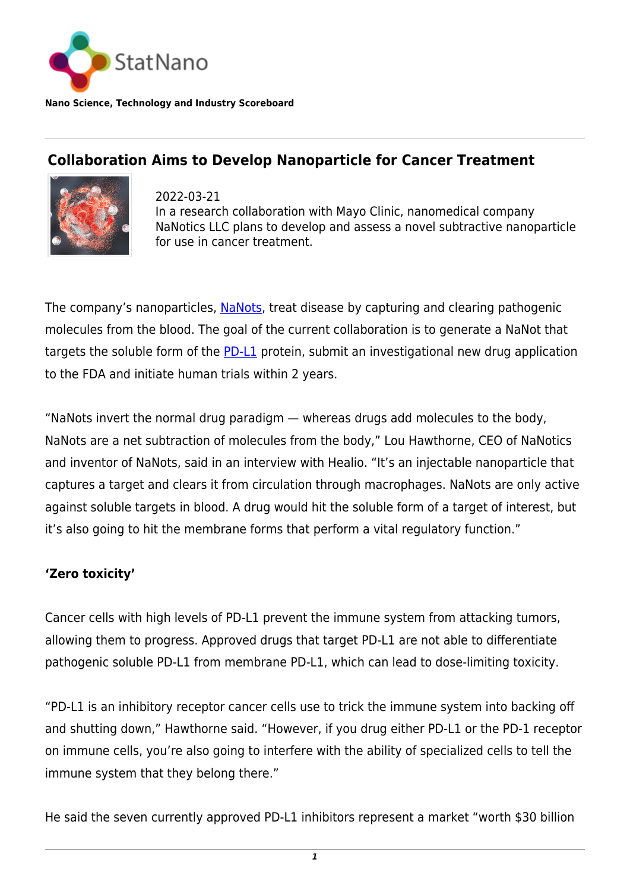StatNano

**Nano Science, Technology and Industry Scoreboard**

# Collaboration Aims to Develop Nanoparticle for Cancer Treatment

2022-03-21

In a research collaboration with Mayo Clinic, nanomedical company NaNotics LLC plans to develop and assess a novel subtractive nanoparticle for use in cancer treatment.

The company's nanoparticles, NaNots, treat disease by capturing and clearing pathogenic molecules from the blood. The goal of the current collaboration is to generate a NaNot that targets the soluble form of the PD-L1 protein, submit an investigational new drug application to the FDA and initiate human trials within 2 years.

"NaNots invert the normal drug paradigm — whereas drugs add molecules to the body, NaNots are a net subtraction of molecules from the body," Lou Hawthorne, CEO of NaNotics and inventor of NaNots, said in an interview with Healio. "It's an injectable nanoparticle that captures a target and clears it from circulation through macrophages. NaNots are only active against soluble targets in blood. A drug would hit the soluble form of a target of interest, but it's also going to hit the membrane forms that perform a vital regulatory function."

## 'Zero toxicity'

Cancer cells with high levels of PD-L1 prevent the immune system from attacking tumors, allowing them to progress. Approved drugs that target PD-L1 are not able to differentiate pathogenic soluble PD-L1 from membrane PD-L1, which can lead to dose-limiting toxicity.

"PD-L1 is an inhibitory receptor cancer cells use to trick the immune system into backing off and shutting down," Hawthorne said. "However, if you drug either PD-L1 or the PD-1 receptor on immune cells, you're also going to interfere with the ability of specialized cells to tell the immune system that they belong there."

He said the seven currently approved PD-L1 inhibitors represent a market "worth $30 billion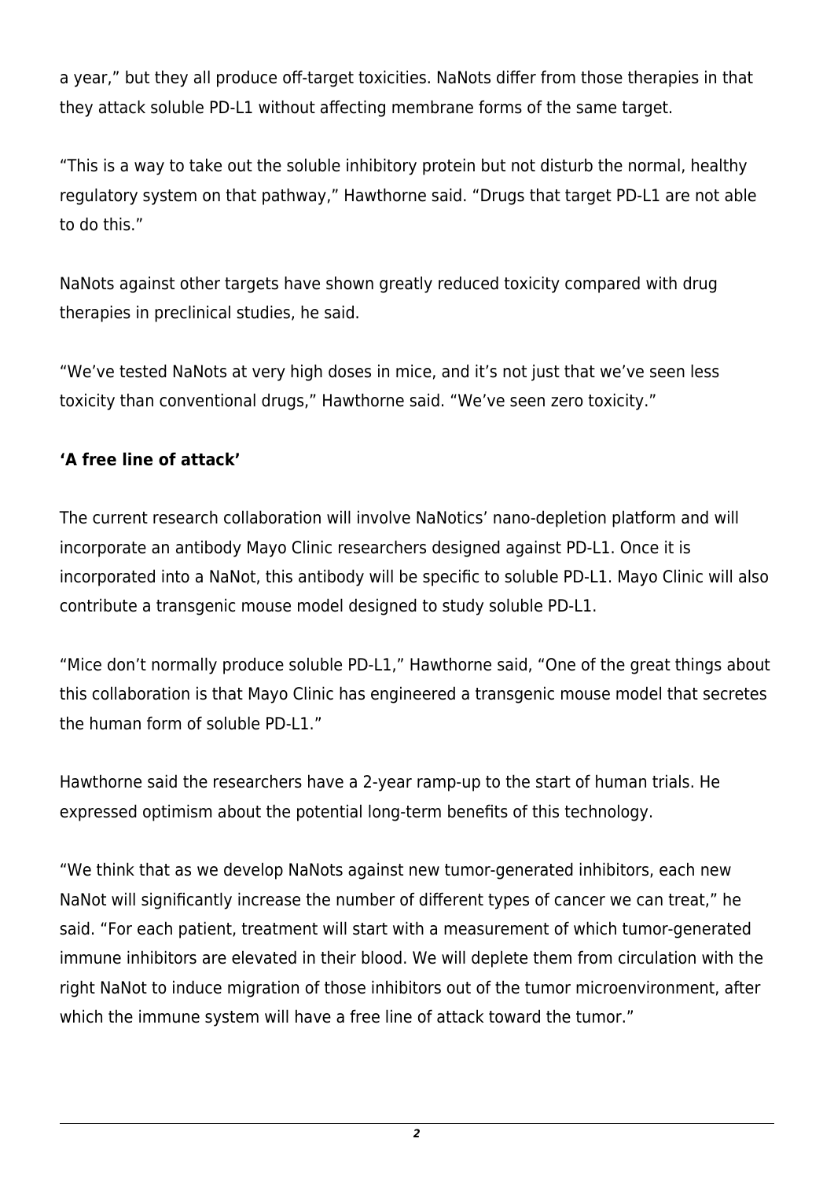a year," but they all produce off-target toxicities. NaNots differ from those therapies in that they attack soluble PD-L1 without affecting membrane forms of the same target.

"This is a way to take out the soluble inhibitory protein but not disturb the normal, healthy regulatory system on that pathway," Hawthorne said. "Drugs that target PD-L1 are not able to do this."

NaNots against other targets have shown greatly reduced toxicity compared with drug therapies in preclinical studies, he said.

"We've tested NaNots at very high doses in mice, and it's not just that we've seen less toxicity than conventional drugs," Hawthorne said. "We've seen zero toxicity."

**'A free line of attack'**

The current research collaboration will involve NaNotics' nano-depletion platform and will incorporate an antibody Mayo Clinic researchers designed against PD-L1. Once it is incorporated into a NaNot, this antibody will be specific to soluble PD-L1. Mayo Clinic will also contribute a transgenic mouse model designed to study soluble PD-L1.

"Mice don't normally produce soluble PD-L1," Hawthorne said, "One of the great things about this collaboration is that Mayo Clinic has engineered a transgenic mouse model that secretes the human form of soluble PD-L1."

Hawthorne said the researchers have a 2-year ramp-up to the start of human trials. He expressed optimism about the potential long-term benefits of this technology.

"We think that as we develop NaNots against new tumor-generated inhibitors, each new NaNot will significantly increase the number of different types of cancer we can treat," he said. "For each patient, treatment will start with a measurement of which tumor-generated immune inhibitors are elevated in their blood. We will deplete them from circulation with the right NaNot to induce migration of those inhibitors out of the tumor microenvironment, after which the immune system will have a free line of attack toward the tumor."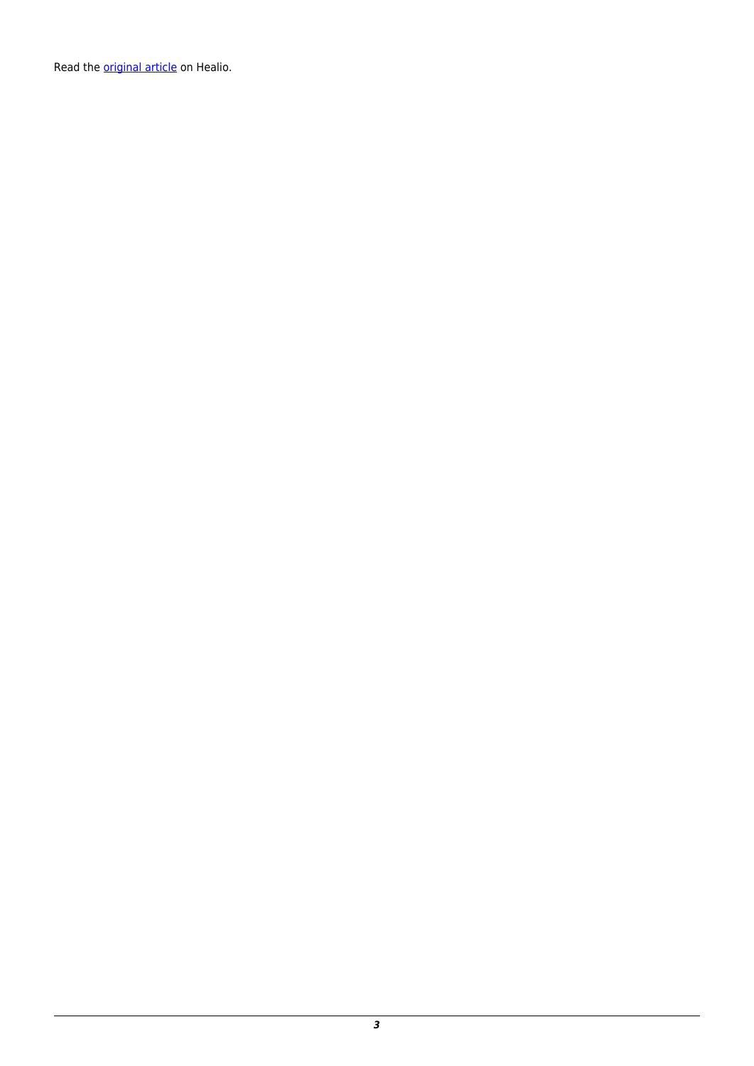Read the original article on Healio.